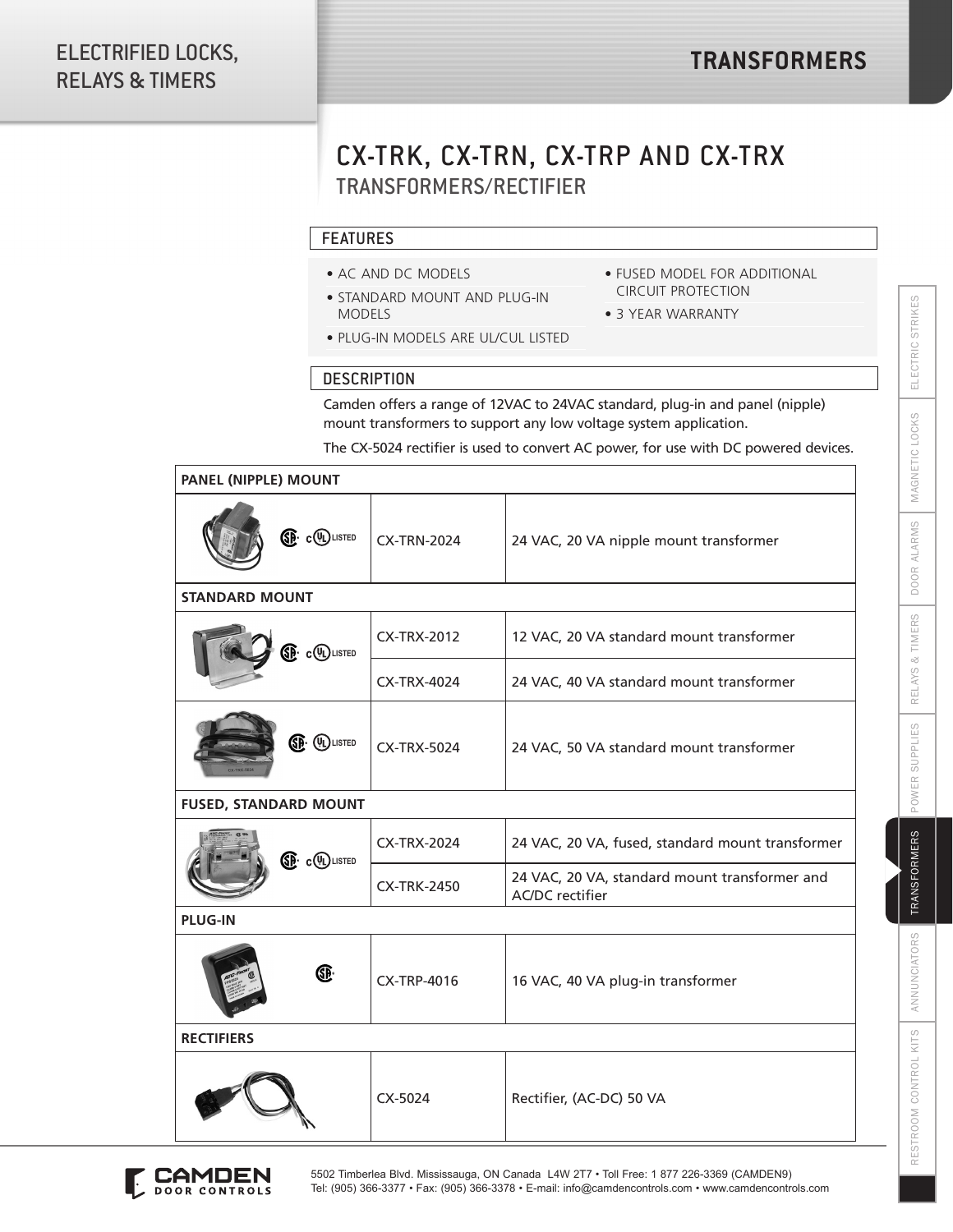# CX-TRK, CX-TRN, CX-TRP AND CX-TRX

## TRANSFORMERS/RECTIFIER

### FEATURES

- AC AND DC MODELS
- STANDARD MOUNT AND PLUG-IN MODELS
- PLUG-IN MODELS ARE UL/CUL LISTED
- FUSED MODEL FOR ADDITIONAL CIRCUIT PROTECTION
- 3 YEAR WARRANTY

### DESCRIPTION

Camden offers a range of 12VAC to 24VAC standard, plug-in and panel (nipple) mount transformers to support any low voltage system application.

The CX-5024 rectifier is used to convert AC power, for use with DC powered devices.

| | | |
|---|---|---|
| **PANEL (NIPPLE) MOUNT** | | |
| | CX-TRN-2024 | 24 VAC, 20 VA nipple mount transformer |
| **STANDARD MOUNT** | | |
| | CX-TRX-2012 | 12 VAC, 20 VA standard mount transformer |
| | CX-TRX-4024 | 24 VAC, 40 VA standard mount transformer |
| | CX-TRX-5024 | 24 VAC, 50 VA standard mount transformer |
| **FUSED, STANDARD MOUNT** | | |
| | CX-TRX-2024 | 24 VAC, 20 VA, fused, standard mount transformer |
| | CX-TRK-2450 | 24 VAC, 20 VA, standard mount transformer and AC/DC rectifier |
| **PLUG-IN** | | |
| | CX-TRP-4016 | 16 VAC, 40 VA plug-in transformer |
| **RECTIFIERS** | | |
| | CX-5024 | Rectifier, (AC-DC) 50 VA |

5502 Timberlea Blvd. Mississauga, ON Canada L4W 2T7 • Toll Free: 1 877 226-3369 (CAMDEN9)
Tel: (905) 366-3377 • Fax: (905) 366-3378 • E-mail: info@camdencontrols.com • www.camdencontrols.com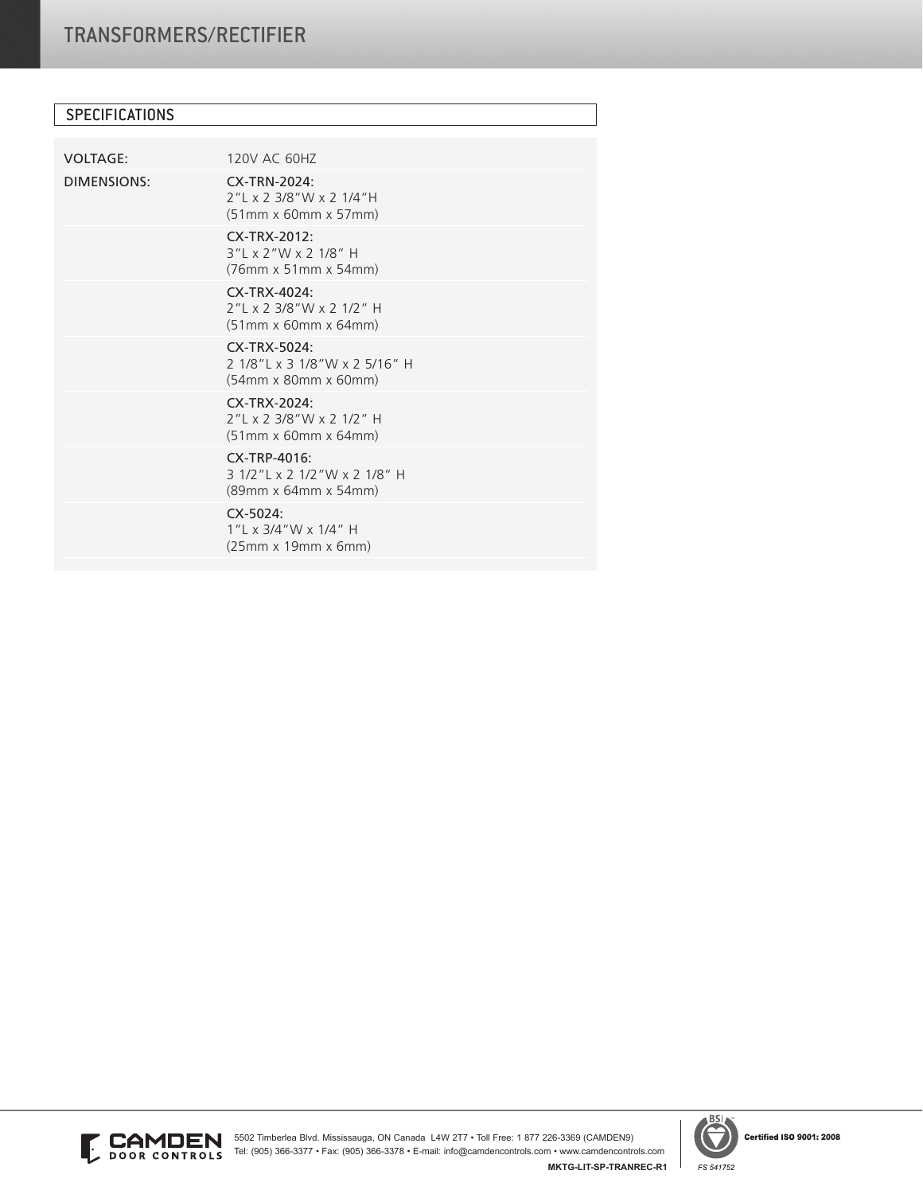# TRANSFORMERS/RECTIFIER

## SPECIFICATIONS

| | |
|---|---|
| VOLTAGE: | 120V AC 60HZ |
| DIMENSIONS: | CX-TRN-2024:<br>2"L x 2 3/8"W x 2 1/4"H<br>(51mm x 60mm x 57mm) |
| | CX-TRX-2012:<br>3"L x 2"W x 2 1/8" H<br>(76mm x 51mm x 54mm) |
| | CX-TRX-4024:<br>2"L x 2 3/8"W x 2 1/2" H<br>(51mm x 60mm x 64mm) |
| | CX-TRX-5024:<br>2 1/8"L x 3 1/8"W x 2 5/16" H<br>(54mm x 80mm x 60mm) |
| | CX-TRX-2024:<br>2"L x 2 3/8"W x 2 1/2" H<br>(51mm x 60mm x 64mm) |
| | CX-TRP-4016:<br>3 1/2"L x 2 1/2"W x 2 1/8" H<br>(89mm x 64mm x 54mm) |
| | CX-5024:<br>1"L x 3/4"W x 1/4" H<br>(25mm x 19mm x 6mm) |

CAMDEN DOOR CONTROLS

5502 Timberlea Blvd. Mississauga, ON Canada L4W 2T7 • Toll Free: 1 877 226-3369 (CAMDEN9)
Tel: (905) 366-3377 • Fax: (905) 366-3378 • E-mail: info@camdencontrols.com • www.camdencontrols.com

MKTG-LIT-SP-TRANREC-R1

BSI
FS 541752

Certified ISO 9001: 2008